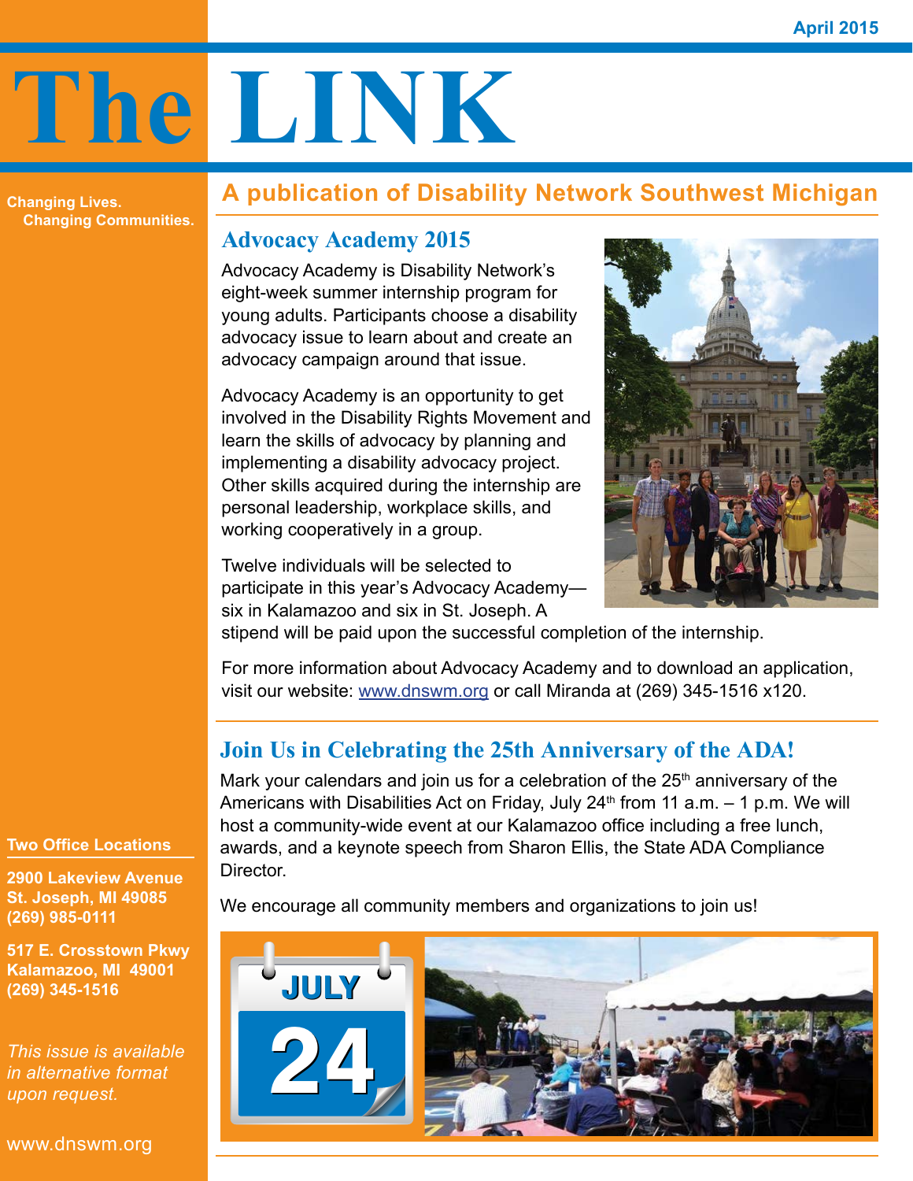April 2015

# The LINK

## A publication of Disability Network Southwest Michigan

**Changing Lives.
Changing Communities.**

### Advocacy Academy 2015

Advocacy Academy is Disability Network's eight-week summer internship program for young adults. Participants choose a disability advocacy issue to learn about and create an advocacy campaign around that issue.

Advocacy Academy is an opportunity to get involved in the Disability Rights Movement and learn the skills of advocacy by planning and implementing a disability advocacy project. Other skills acquired during the internship are personal leadership, workplace skills, and working cooperatively in a group.

Twelve individuals will be selected to participate in this year's Advocacy Academy—six in Kalamazoo and six in St. Joseph. A stipend will be paid upon the successful completion of the internship.

For more information about Advocacy Academy and to download an application, visit our website: www.dnswm.org or call Miranda at (269) 345-1516 x120.

### Join Us in Celebrating the 25th Anniversary of the ADA!

Mark your calendars and join us for a celebration of the 25th anniversary of the Americans with Disabilities Act on Friday, July 24th from 11 a.m. – 1 p.m. We will host a community-wide event at our Kalamazoo office including a free lunch, awards, and a keynote speech from Sharon Ellis, the State ADA Compliance Director.

We encourage all community members and organizations to join us!

JULY 24

**Two Office Locations**

**2900 Lakeview Avenue
St. Joseph, MI 49085
(269) 985-0111**

**517 E. Crosstown Pkwy
Kalamazoo, MI 49001
(269) 345-1516**

*This issue is available in alternative format upon request.*

www.dnswm.org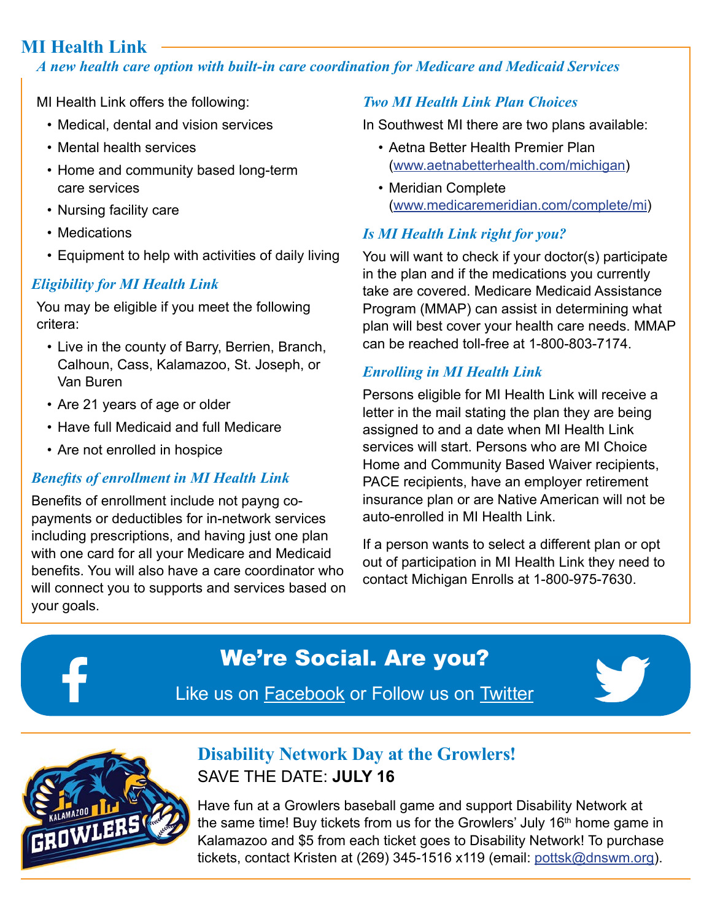## MI Health Link

*A new health care option with built-in care coordination for Medicare and Medicaid Services*

MI Health Link offers the following:

- Medical, dental and vision services
- Mental health services
- Home and community based long-term care services
- Nursing facility care
- Medications
- Equipment to help with activities of daily living

### *Eligibility for MI Health Link*

You may be eligible if you meet the following critera:

- Live in the county of Barry, Berrien, Branch, Calhoun, Cass, Kalamazoo, St. Joseph, or Van Buren
- Are 21 years of age or older
- Have full Medicaid and full Medicare
- Are not enrolled in hospice

### *Benefits of enrollment in MI Health Link*

Benefits of enrollment include not payng co-payments or deductibles for in-network services including prescriptions, and having just one plan with one card for all your Medicare and Medicaid benefits. You will also have a care coordinator who will connect you to supports and services based on your goals.

### *Two MI Health Link Plan Choices*

In Southwest MI there are two plans available:

- Aetna Better Health Premier Plan (www.aetnabetterhealth.com/michigan)
- Meridian Complete (www.medicaremeridian.com/complete/mi)

### *Is MI Health Link right for you?*

You will want to check if your doctor(s) participate in the plan and if the medications you currently take are covered. Medicare Medicaid Assistance Program (MMAP) can assist in determining what plan will best cover your health care needs. MMAP can be reached toll-free at 1-800-803-7174.

### *Enrolling in MI Health Link*

Persons eligible for MI Health Link will receive a letter in the mail stating the plan they are being assigned to and a date when MI Health Link services will start. Persons who are MI Choice Home and Community Based Waiver recipients, PACE recipients, have an employer retirement insurance plan or are Native American will not be auto-enrolled in MI Health Link.

If a person wants to select a different plan or opt out of participation in MI Health Link they need to contact Michigan Enrolls at 1-800-975-7630.

## We're Social. Are you?

Like us on Facebook or Follow us on Twitter

## Disability Network Day at the Growlers!

SAVE THE DATE: **JULY 16**

Have fun at a Growlers baseball game and support Disability Network at the same time! Buy tickets from us for the Growlers' July 16th home game in Kalamazoo and $5 from each ticket goes to Disability Network! To purchase tickets, contact Kristen at (269) 345-1516 x119 (email: pottsk@dnswm.org).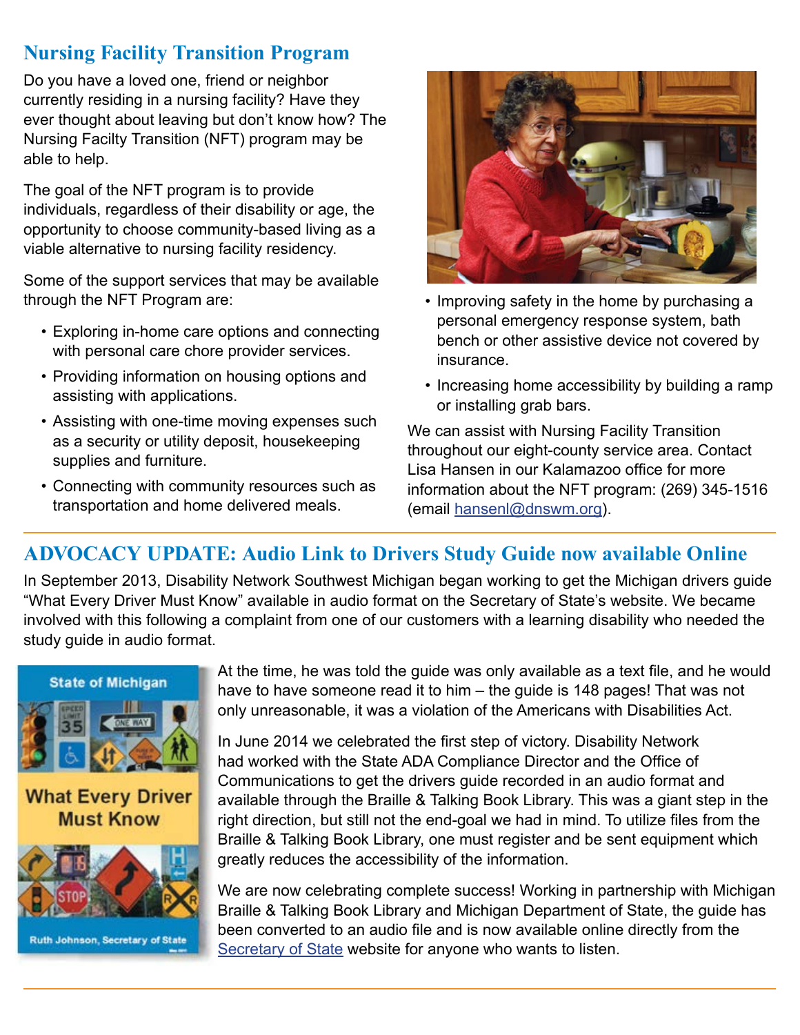## Nursing Facility Transition Program

Do you have a loved one, friend or neighbor currently residing in a nursing facility? Have they ever thought about leaving but don't know how? The Nursing Facilty Transition (NFT) program may be able to help.

The goal of the NFT program is to provide individuals, regardless of their disability or age, the opportunity to choose community-based living as a viable alternative to nursing facility residency.

Some of the support services that may be available through the NFT Program are:

- Exploring in-home care options and connecting with personal care chore provider services.
- Providing information on housing options and assisting with applications.
- Assisting with one-time moving expenses such as a security or utility deposit, housekeeping supplies and furniture.
- Connecting with community resources such as transportation and home delivered meals.
- Improving safety in the home by purchasing a personal emergency response system, bath bench or other assistive device not covered by insurance.
- Increasing home accessibility by building a ramp or installing grab bars.

We can assist with Nursing Facility Transition throughout our eight-county service area. Contact Lisa Hansen in our Kalamazoo office for more information about the NFT program: (269) 345-1516 (email hansenl@dnswm.org).

## ADVOCACY UPDATE: Audio Link to Drivers Study Guide now available Online

In September 2013, Disability Network Southwest Michigan began working to get the Michigan drivers guide "What Every Driver Must Know" available in audio format on the Secretary of State's website. We became involved with this following a complaint from one of our customers with a learning disability who needed the study guide in audio format.

At the time, he was told the guide was only available as a text file, and he would have to have someone read it to him – the guide is 148 pages! That was not only unreasonable, it was a violation of the Americans with Disabilities Act.

In June 2014 we celebrated the first step of victory. Disability Network had worked with the State ADA Compliance Director and the Office of Communications to get the drivers guide recorded in an audio format and available through the Braille & Talking Book Library. This was a giant step in the right direction, but still not the end-goal we had in mind. To utilize files from the Braille & Talking Book Library, one must register and be sent equipment which greatly reduces the accessibility of the information.

We are now celebrating complete success! Working in partnership with Michigan Braille & Talking Book Library and Michigan Department of State, the guide has been converted to an audio file and is now available online directly from the Secretary of State website for anyone who wants to listen.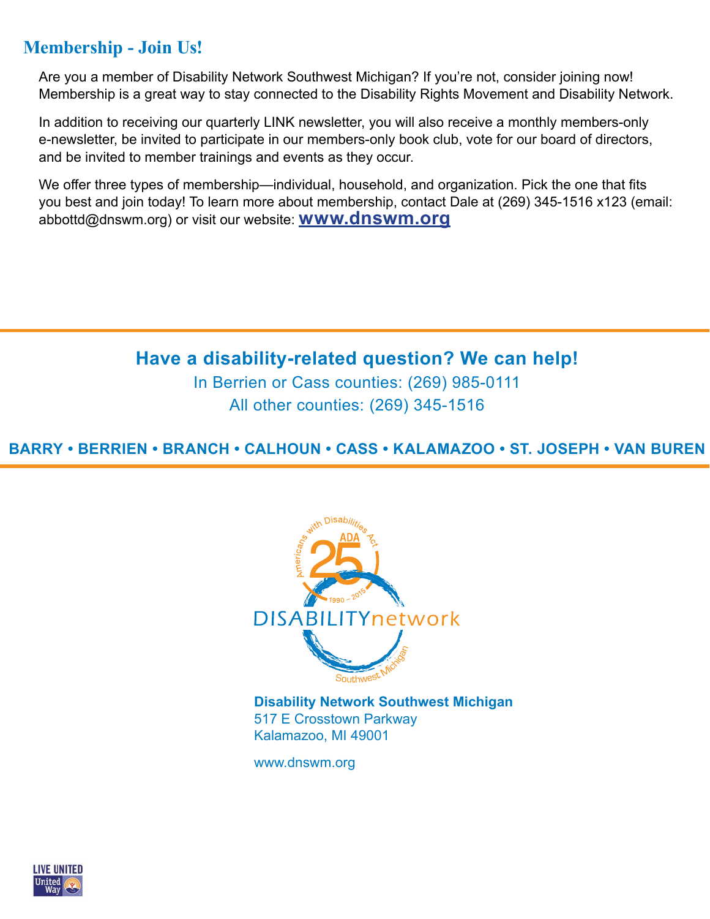## Membership - Join Us!

Are you a member of Disability Network Southwest Michigan? If you're not, consider joining now! Membership is a great way to stay connected to the Disability Rights Movement and Disability Network.

In addition to receiving our quarterly LINK newsletter, you will also receive a monthly members-only e-newsletter, be invited to participate in our members-only book club, vote for our board of directors, and be invited to member trainings and events as they occur.

We offer three types of membership—individual, household, and organization. Pick the one that fits you best and join today! To learn more about membership, contact Dale at (269) 345-1516 x123 (email: abbottd@dnswm.org) or visit our website: **www.dnswm.org**

---

**Have a disability-related question? We can help!**

In Berrien or Cass counties: (269) 985-0111

All other counties: (269) 345-1516

**BARRY • BERRIEN • BRANCH • CALHOUN • CASS • KALAMAZOO • ST. JOSEPH • VAN BUREN**

---

Americans with Disabilities Act ADA 25 1990 – 2015

DISABILITYnetwork Southwest Michigan

**Disability Network Southwest Michigan**
517 E Crosstown Parkway
Kalamazoo, MI 49001

www.dnswm.org

LIVE UNITED United Way